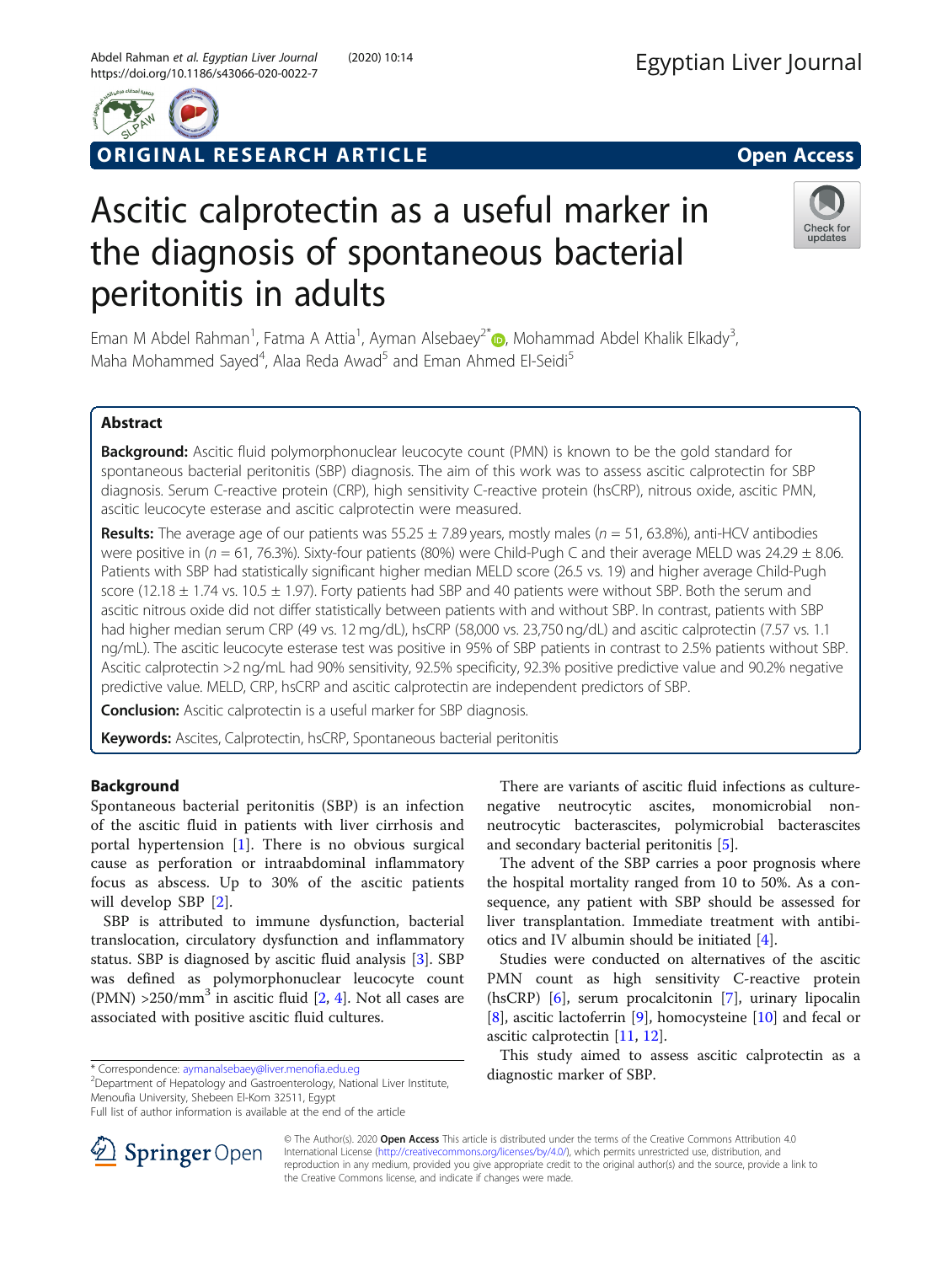ORIGINAL RESEARCH ARTICLE

Open Access

# Ascitic calprotectin as a useful marker in the diagnosis of spontaneous bacterial peritonitis in adults

Eman M Abdel Rahman[1], Fatma A Attia[1], Ayman Alsebaey[2*], Mohammad Abdel Khalik Elkady[3], Maha Mohammed Sayed[4], Alaa Reda Awad[5] and Eman Ahmed El-Seidi[5]

## Abstract

**Background:** Ascitic fluid polymorphonuclear leucocyte count (PMN) is known to be the gold standard for spontaneous bacterial peritonitis (SBP) diagnosis. The aim of this work was to assess ascitic calprotectin for SBP diagnosis. Serum C-reactive protein (CRP), high sensitivity C-reactive protein (hsCRP), nitrous oxide, ascitic PMN, ascitic leucocyte esterase and ascitic calprotectin were measured.

**Results:** The average age of our patients was 55.25 ± 7.89 years, mostly males ($n = 51$, 63.8%), anti-HCV antibodies were positive in ($n = 61$, 76.3%). Sixty-four patients (80%) were Child-Pugh C and their average MELD was 24.29 ± 8.06. Patients with SBP had statistically significant higher median MELD score (26.5 vs. 19) and higher average Child-Pugh score (12.18 ± 1.74 vs. 10.5 ± 1.97). Forty patients had SBP and 40 patients were without SBP. Both the serum and ascitic nitrous oxide did not differ statistically between patients with and without SBP. In contrast, patients with SBP had higher median serum CRP (49 vs. 12 mg/dL), hsCRP (58,000 vs. 23,750 ng/dL) and ascitic calprotectin (7.57 vs. 1.1 ng/mL). The ascitic leucocyte esterase test was positive in 95% of SBP patients in contrast to 2.5% patients without SBP. Ascitic calprotectin >2 ng/mL had 90% sensitivity, 92.5% specificity, 92.3% positive predictive value and 90.2% negative predictive value. MELD, CRP, hsCRP and ascitic calprotectin are independent predictors of SBP.

**Conclusion:** Ascitic calprotectin is a useful marker for SBP diagnosis.

**Keywords:** Ascites, Calprotectin, hsCRP, Spontaneous bacterial peritonitis

## Background

Spontaneous bacterial peritonitis (SBP) is an infection of the ascitic fluid in patients with liver cirrhosis and portal hypertension [1]. There is no obvious surgical cause as perforation or intraabdominal inflammatory focus as abscess. Up to 30% of the ascitic patients will develop SBP [2].

SBP is attributed to immune dysfunction, bacterial translocation, circulatory dysfunction and inflammatory status. SBP is diagnosed by ascitic fluid analysis [3]. SBP was defined as polymorphonuclear leucocyte count (PMN) >250/mm$^3$ in ascitic fluid [2, 4]. Not all cases are associated with positive ascitic fluid cultures.

There are variants of ascitic fluid infections as culture-negative neutrocytic ascites, monomicrobial non-neutrocytic bacterascites, polymicrobial bacterascites and secondary bacterial peritonitis [5].

The advent of the SBP carries a poor prognosis where the hospital mortality ranged from 10 to 50%. As a consequence, any patient with SBP should be assessed for liver transplantation. Immediate treatment with antibiotics and IV albumin should be initiated [4].

Studies were conducted on alternatives of the ascitic PMN count as high sensitivity C-reactive protein (hsCRP) [6], serum procalcitonin [7], urinary lipocalin [8], ascitic lactoferrin [9], homocysteine [10] and fecal or ascitic calprotectin [11, 12].

This study aimed to assess ascitic calprotectin as a diagnostic marker of SBP.

\* Correspondence: aymanalsebaey@liver.menofia.edu.eg
[2]Department of Hepatology and Gastroenterology, National Liver Institute, Menoufia University, Shebeen El-Kom 32511, Egypt
Full list of author information is available at the end of the article

© The Author(s). 2020 **Open Access** This article is distributed under the terms of the Creative Commons Attribution 4.0 International License (http://creativecommons.org/licenses/by/4.0/), which permits unrestricted use, distribution, and reproduction in any medium, provided you give appropriate credit to the original author(s) and the source, provide a link to the Creative Commons license, and indicate if changes were made.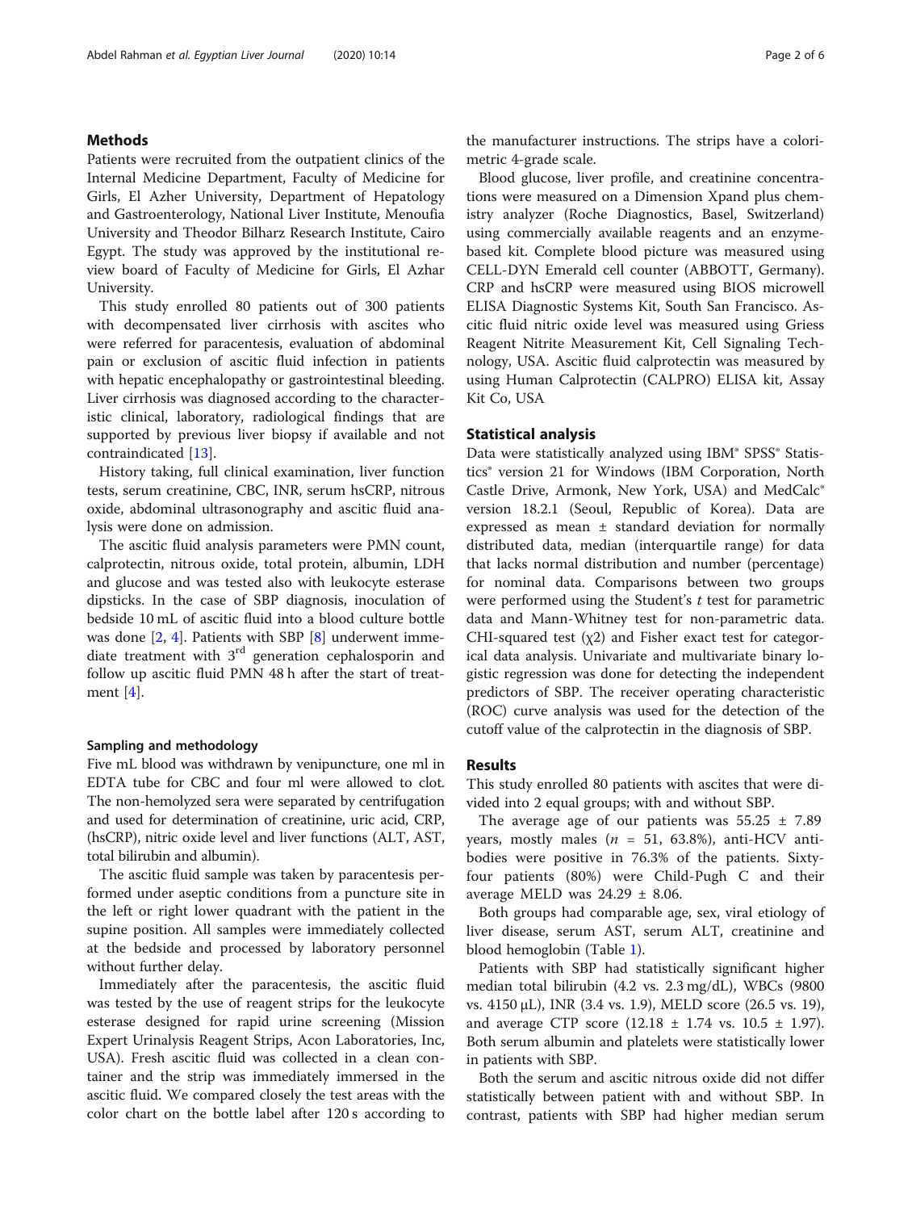## Methods

Patients were recruited from the outpatient clinics of the Internal Medicine Department, Faculty of Medicine for Girls, El Azher University, Department of Hepatology and Gastroenterology, National Liver Institute, Menoufia University and Theodor Bilharz Research Institute, Cairo Egypt. The study was approved by the institutional review board of Faculty of Medicine for Girls, El Azhar University.

This study enrolled 80 patients out of 300 patients with decompensated liver cirrhosis with ascites who were referred for paracentesis, evaluation of abdominal pain or exclusion of ascitic fluid infection in patients with hepatic encephalopathy or gastrointestinal bleeding. Liver cirrhosis was diagnosed according to the characteristic clinical, laboratory, radiological findings that are supported by previous liver biopsy if available and not contraindicated [13].

History taking, full clinical examination, liver function tests, serum creatinine, CBC, INR, serum hsCRP, nitrous oxide, abdominal ultrasonography and ascitic fluid analysis were done on admission.

The ascitic fluid analysis parameters were PMN count, calprotectin, nitrous oxide, total protein, albumin, LDH and glucose and was tested also with leukocyte esterase dipsticks. In the case of SBP diagnosis, inoculation of bedside 10 mL of ascitic fluid into a blood culture bottle was done [2, 4]. Patients with SBP [8] underwent immediate treatment with 3rd generation cephalosporin and follow up ascitic fluid PMN 48 h after the start of treatment [4].

### Sampling and methodology

Five mL blood was withdrawn by venipuncture, one ml in EDTA tube for CBC and four ml were allowed to clot. The non-hemolyzed sera were separated by centrifugation and used for determination of creatinine, uric acid, CRP, (hsCRP), nitric oxide level and liver functions (ALT, AST, total bilirubin and albumin).

The ascitic fluid sample was taken by paracentesis performed under aseptic conditions from a puncture site in the left or right lower quadrant with the patient in the supine position. All samples were immediately collected at the bedside and processed by laboratory personnel without further delay.

Immediately after the paracentesis, the ascitic fluid was tested by the use of reagent strips for the leukocyte esterase designed for rapid urine screening (Mission Expert Urinalysis Reagent Strips, Acon Laboratories, Inc, USA). Fresh ascitic fluid was collected in a clean container and the strip was immediately immersed in the ascitic fluid. We compared closely the test areas with the color chart on the bottle label after 120 s according to the manufacturer instructions. The strips have a colorimetric 4-grade scale.

Blood glucose, liver profile, and creatinine concentrations were measured on a Dimension Xpand plus chemistry analyzer (Roche Diagnostics, Basel, Switzerland) using commercially available reagents and an enzyme-based kit. Complete blood picture was measured using CELL-DYN Emerald cell counter (ABBOTT, Germany). CRP and hsCRP were measured using BIOS microwell ELISA Diagnostic Systems Kit, South San Francisco. Ascitic fluid nitric oxide level was measured using Griess Reagent Nitrite Measurement Kit, Cell Signaling Technology, USA. Ascitic fluid calprotectin was measured by using Human Calprotectin (CALPRO) ELISA kit, Assay Kit Co, USA

### Statistical analysis

Data were statistically analyzed using IBM® SPSS® Statistics® version 21 for Windows (IBM Corporation, North Castle Drive, Armonk, New York, USA) and MedCalc® version 18.2.1 (Seoul, Republic of Korea). Data are expressed as mean ± standard deviation for normally distributed data, median (interquartile range) for data that lacks normal distribution and number (percentage) for nominal data. Comparisons between two groups were performed using the Student's *t* test for parametric data and Mann-Whitney test for non-parametric data. CHI-squared test ($\chi 2$) and Fisher exact test for categorical data analysis. Univariate and multivariate binary logistic regression was done for detecting the independent predictors of SBP. The receiver operating characteristic (ROC) curve analysis was used for the detection of the cutoff value of the calprotectin in the diagnosis of SBP.

## Results

This study enrolled 80 patients with ascites that were divided into 2 equal groups; with and without SBP.

The average age of our patients was 55.25 ± 7.89 years, mostly males ($n$ = 51, 63.8%), anti-HCV antibodies were positive in 76.3% of the patients. Sixty-four patients (80%) were Child-Pugh C and their average MELD was 24.29 ± 8.06.

Both groups had comparable age, sex, viral etiology of liver disease, serum AST, serum ALT, creatinine and blood hemoglobin (Table 1).

Patients with SBP had statistically significant higher median total bilirubin (4.2 vs. 2.3 mg/dL), WBCs (9800 vs. 4150 μL), INR (3.4 vs. 1.9), MELD score (26.5 vs. 19), and average CTP score (12.18 ± 1.74 vs. 10.5 ± 1.97). Both serum albumin and platelets were statistically lower in patients with SBP.

Both the serum and ascitic nitrous oxide did not differ statistically between patient with and without SBP. In contrast, patients with SBP had higher median serum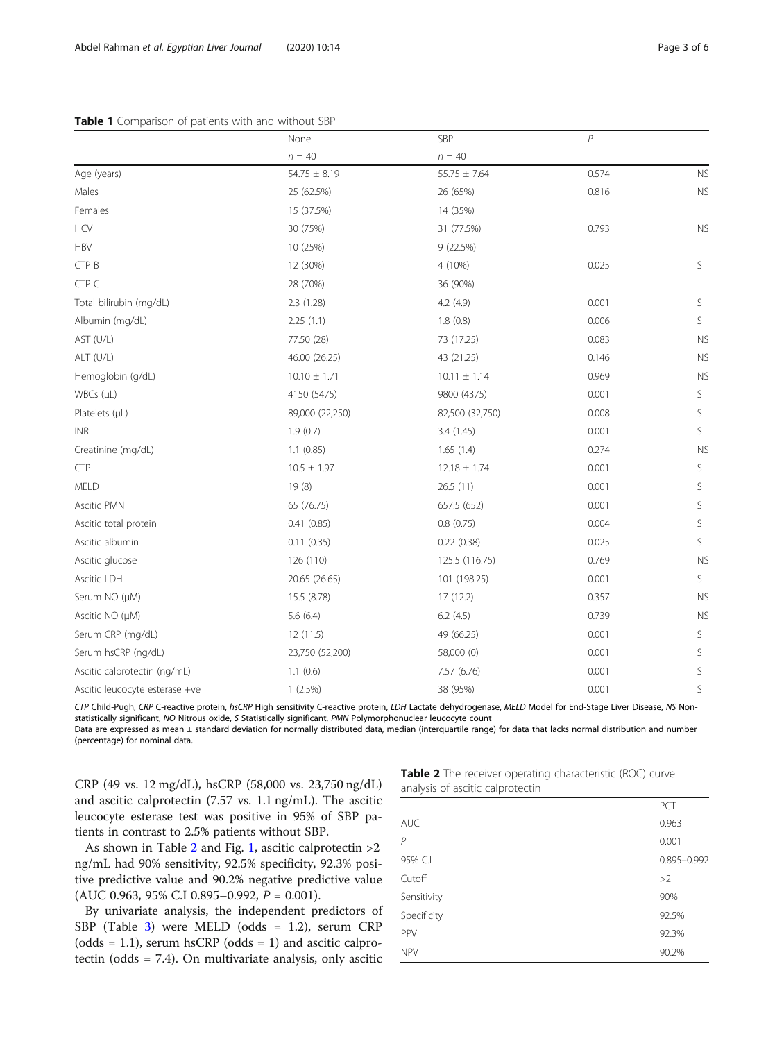**Table 1** Comparison of patients with and without SBP

| | None | SBP | *P* | |
|---|---|---|---|---|
| | *n* = 40 | *n* = 40 | | |
| Age (years) | 54.75 ± 8.19 | 55.75 ± 7.64 | 0.574 | NS |
| Males | 25 (62.5%) | 26 (65%) | 0.816 | NS |
| Females | 15 (37.5%) | 14 (35%) | | |
| HCV | 30 (75%) | 31 (77.5%) | 0.793 | NS |
| HBV | 10 (25%) | 9 (22.5%) | | |
| CTP B | 12 (30%) | 4 (10%) | 0.025 | S |
| CTP C | 28 (70%) | 36 (90%) | | |
| Total bilirubin (mg/dL) | 2.3 (1.28) | 4.2 (4.9) | 0.001 | S |
| Albumin (mg/dL) | 2.25 (1.1) | 1.8 (0.8) | 0.006 | S |
| AST (U/L) | 77.50 (28) | 73 (17.25) | 0.083 | NS |
| ALT (U/L) | 46.00 (26.25) | 43 (21.25) | 0.146 | NS |
| Hemoglobin (g/dL) | 10.10 ± 1.71 | 10.11 ± 1.14 | 0.969 | NS |
| WBCs (μL) | 4150 (5475) | 9800 (4375) | 0.001 | S |
| Platelets (μL) | 89,000 (22,250) | 82,500 (32,750) | 0.008 | S |
| INR | 1.9 (0.7) | 3.4 (1.45) | 0.001 | S |
| Creatinine (mg/dL) | 1.1 (0.85) | 1.65 (1.4) | 0.274 | NS |
| CTP | 10.5 ± 1.97 | 12.18 ± 1.74 | 0.001 | S |
| MELD | 19 (8) | 26.5 (11) | 0.001 | S |
| Ascitic PMN | 65 (76.75) | 657.5 (652) | 0.001 | S |
| Ascitic total protein | 0.41 (0.85) | 0.8 (0.75) | 0.004 | S |
| Ascitic albumin | 0.11 (0.35) | 0.22 (0.38) | 0.025 | S |
| Ascitic glucose | 126 (110) | 125.5 (116.75) | 0.769 | NS |
| Ascitic LDH | 20.65 (26.65) | 101 (198.25) | 0.001 | S |
| Serum NO (μM) | 15.5 (8.78) | 17 (12.2) | 0.357 | NS |
| Ascitic NO (μM) | 5.6 (6.4) | 6.2 (4.5) | 0.739 | NS |
| Serum CRP (mg/dL) | 12 (11.5) | 49 (66.25) | 0.001 | S |
| Serum hsCRP (ng/dL) | 23,750 (52,200) | 58,000 (0) | 0.001 | S |
| Ascitic calprotectin (ng/mL) | 1.1 (0.6) | 7.57 (6.76) | 0.001 | S |
| Ascitic leucocyte esterase +ve | 1 (2.5%) | 38 (95%) | 0.001 | S |

*CTP* Child-Pugh, *CRP* C-reactive protein, *hsCRP* High sensitivity C-reactive protein, *LDH* Lactate dehydrogenase, *MELD* Model for End-Stage Liver Disease, *NS* Non-statistically significant, *NO* Nitrous oxide, *S* Statistically significant, *PMN* Polymorphonuclear leucocyte count

Data are expressed as mean ± standard deviation for normally distributed data, median (interquartile range) for data that lacks normal distribution and number (percentage) for nominal data.

CRP (49 vs. 12 mg/dL), hsCRP (58,000 vs. 23,750 ng/dL) and ascitic calprotectin (7.57 vs. 1.1 ng/mL). The ascitic leucocyte esterase test was positive in 95% of SBP patients in contrast to 2.5% patients without SBP.

As shown in Table 2 and Fig. 1, ascitic calprotectin >2 ng/mL had 90% sensitivity, 92.5% specificity, 92.3% positive predictive value and 90.2% negative predictive value (AUC 0.963, 95% C.I 0.895–0.992, $P = 0.001$).

By univariate analysis, the independent predictors of SBP (Table 3) were MELD (odds = 1.2), serum CRP (odds = 1.1), serum hsCRP (odds = 1) and ascitic calprotectin (odds = 7.4). On multivariate analysis, only ascitic

**Table 2** The receiver operating characteristic (ROC) curve analysis of ascitic calprotectin

| | PCT |
|---|---|
| AUC | 0.963 |
| *P* | 0.001 |
| 95% C.I | 0.895–0.992 |
| Cutoff | >2 |
| Sensitivity | 90% |
| Specificity | 92.5% |
| PPV | 92.3% |
| NPV | 90.2% |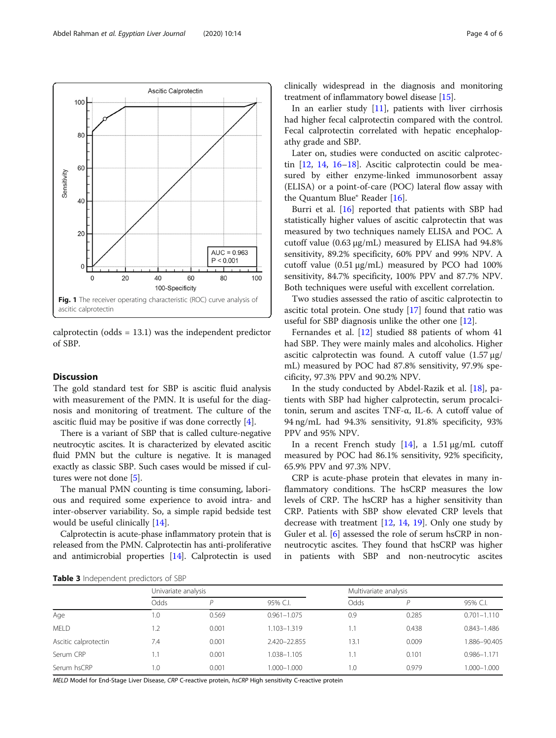Fig. 1 The receiver operating characteristic (ROC) curve analysis of ascitic calprotectin

calprotectin (odds = 13.1) was the independent predictor of SBP.

## Discussion

The gold standard test for SBP is ascitic fluid analysis with measurement of the PMN. It is useful for the diagnosis and monitoring of treatment. The culture of the ascitic fluid may be positive if was done correctly [4].

There is a variant of SBP that is called culture-negative neutrocytic ascites. It is characterized by elevated ascitic fluid PMN but the culture is negative. It is managed exactly as classic SBP. Such cases would be missed if cultures were not done [5].

The manual PMN counting is time consuming, laborious and required some experience to avoid intra- and inter-observer variability. So, a simple rapid bedside test would be useful clinically [14].

Calprotectin is acute-phase inflammatory protein that is released from the PMN. Calprotectin has anti-proliferative and antimicrobial properties [14]. Calprotectin is used clinically widespread in the diagnosis and monitoring treatment of inflammatory bowel disease [15].

In an earlier study [11], patients with liver cirrhosis had higher fecal calprotectin compared with the control. Fecal calprotectin correlated with hepatic encephalopathy grade and SBP.

Later on, studies were conducted on ascitic calprotectin [12, 14, 16–18]. Ascitic calprotectin could be measured by either enzyme-linked immunosorbent assay (ELISA) or a point-of-care (POC) lateral flow assay with the Quantum Blue® Reader [16].

Burri et al. [16] reported that patients with SBP had statistically higher values of ascitic calprotectin that was measured by two techniques namely ELISA and POC. A cutoff value (0.63 μg/mL) measured by ELISA had 94.8% sensitivity, 89.2% specificity, 60% PPV and 99% NPV. A cutoff value (0.51 μg/mL) measured by PCO had 100% sensitivity, 84.7% specificity, 100% PPV and 87.7% NPV. Both techniques were useful with excellent correlation.

Two studies assessed the ratio of ascitic calprotectin to ascitic total protein. One study [17] found that ratio was useful for SBP diagnosis unlike the other one [12].

Fernandes et al. [12] studied 88 patients of whom 41 had SBP. They were mainly males and alcoholics. Higher ascitic calprotectin was found. A cutoff value (1.57 μg/mL) measured by POC had 87.8% sensitivity, 97.9% specificity, 97.3% PPV and 90.2% NPV.

In the study conducted by Abdel-Razik et al. [18], patients with SBP had higher calprotectin, serum procalcitonin, serum and ascites TNF-α, IL-6. A cutoff value of 94 ng/mL had 94.3% sensitivity, 91.8% specificity, 93% PPV and 95% NPV.

In a recent French study [14], a 1.51 μg/mL cutoff measured by POC had 86.1% sensitivity, 92% specificity, 65.9% PPV and 97.3% NPV.

CRP is acute-phase protein that elevates in many inflammatory conditions. The hsCRP measures the low levels of CRP. The hsCRP has a higher sensitivity than CRP. Patients with SBP show elevated CRP levels that decrease with treatment [12, 14, 19]. Only one study by Guler et al. [6] assessed the role of serum hsCRP in non-neutrocytic ascites. They found that hsCRP was higher in patients with SBP and non-neutrocytic ascites

**Table 3** Independent predictors of SBP

| | Univariate analysis | | | Multivariate analysis | | |
|---|---|---|---|---|---|---|
| | Odds | P | 95% C.I. | Odds | P | 95% C.I. |
| Age | 1.0 | 0.569 | 0.961–1.075 | 0.9 | 0.285 | 0.701–1.110 |
| MELD | 1.2 | 0.001 | 1.103–1.319 | 1.1 | 0.438 | 0.843–1.486 |
| Ascitic calprotectin | 7.4 | 0.001 | 2.420–22.855 | 13.1 | 0.009 | 1.886–90.405 |
| Serum CRP | 1.1 | 0.001 | 1.038–1.105 | 1.1 | 0.101 | 0.986–1.171 |
| Serum hsCRP | 1.0 | 0.001 | 1.000–1.000 | 1.0 | 0.979 | 1.000–1.000 |

*MELD* Model for End-Stage Liver Disease, *CRP* C-reactive protein, *hsCRP* High sensitivity C-reactive protein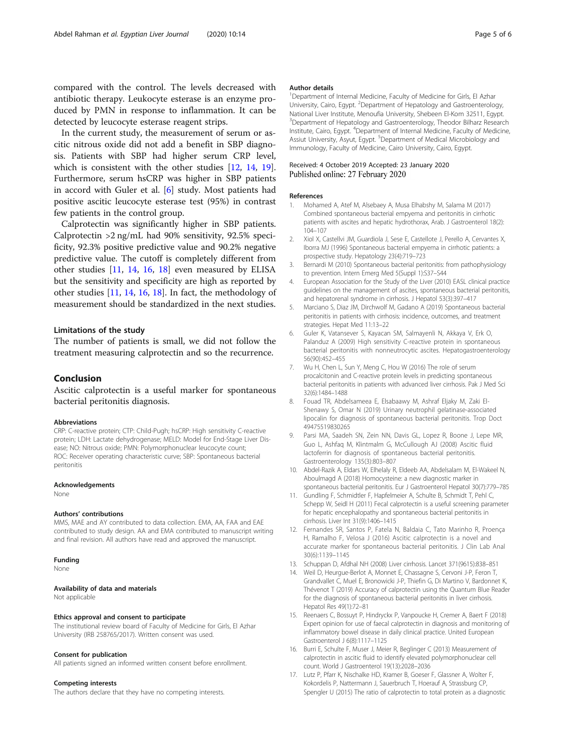compared with the control. The levels decreased with antibiotic therapy. Leukocyte esterase is an enzyme produced by PMN in response to inflammation. It can be detected by leucocyte esterase reagent strips.

In the current study, the measurement of serum or ascitic nitrous oxide did not add a benefit in SBP diagnosis. Patients with SBP had higher serum CRP level, which is consistent with the other studies [12, 14, 19]. Furthermore, serum hsCRP was higher in SBP patients in accord with Guler et al. [6] study. Most patients had positive ascitic leucocyte esterase test (95%) in contrast few patients in the control group.

Calprotectin was significantly higher in SBP patients. Calprotectin >2 ng/mL had 90% sensitivity, 92.5% specificity, 92.3% positive predictive value and 90.2% negative predictive value. The cutoff is completely different from other studies [11, 14, 16, 18] even measured by ELISA but the sensitivity and specificity are high as reported by other studies [11, 14, 16, 18]. In fact, the methodology of measurement should be standardized in the next studies.

### Limitations of the study

The number of patients is small, we did not follow the treatment measuring calprotectin and so the recurrence.

## Conclusion

Ascitic calprotectin is a useful marker for spontaneous bacterial peritonitis diagnosis.

#### Abbreviations

CRP: C-reactive protein; CTP: Child-Pugh; hsCRP: High sensitivity C-reactive protein; LDH: Lactate dehydrogenase; MELD: Model for End-Stage Liver Disease; NO: Nitrous oxide; PMN: Polymorphonuclear leucocyte count; ROC: Receiver operating characteristic curve; SBP: Spontaneous bacterial peritonitis

#### Acknowledgements

None

#### Authors' contributions

MMS, MAE and AY contributed to data collection. EMA, AA, FAA and EAE contributed to study design. AA and EMA contributed to manuscript writing and final revision. All authors have read and approved the manuscript.

#### Funding

None

#### Availability of data and materials

Not applicable

#### Ethics approval and consent to participate

The institutional review board of Faculty of Medicine for Girls, El Azhar University (IRB 258765/2017). Written consent was used.

#### Consent for publication

All patients signed an informed written consent before enrollment.

#### Competing interests

The authors declare that they have no competing interests.

#### Author details

[1]Department of Internal Medicine, Faculty of Medicine for Girls, El Azhar University, Cairo, Egypt. [2]Department of Hepatology and Gastroenterology, National Liver Institute, Menoufia University, Shebeen El-Kom 32511, Egypt. [3]Department of Hepatology and Gastroenterology, Theodor Bilharz Research Institute, Cairo, Egypt. [4]Department of Internal Medicine, Faculty of Medicine, Assiut University, Asyut, Egypt. [5]Department of Medical Microbiology and Immunology, Faculty of Medicine, Cairo University, Cairo, Egypt.

Received: 4 October 2019 Accepted: 23 January 2020
Published online: 27 February 2020

#### References

1. Mohamed A, Atef M, Alsebaey A, Musa Elhabshy M, Salama M (2017) Combined spontaneous bacterial empyema and peritonitis in cirrhotic patients with ascites and hepatic hydrothorax, Arab. J Gastroenterol 18(2): 104–107
2. Xiol X, Castellvi JM, Guardiola J, Sese E, Castellote J, Perello A, Cervantes X, Iborra MJ (1996) Spontaneous bacterial empyema in cirrhotic patients: a prospective study. Hepatology 23(4):719–723
3. Bernardi M (2010) Spontaneous bacterial peritonitis: from pathophysiology to prevention. Intern Emerg Med 5(Suppl 1):S37–S44
4. European Association for the Study of the Liver (2010) EASL clinical practice guidelines on the management of ascites, spontaneous bacterial peritonitis, and hepatorenal syndrome in cirrhosis. J Hepatol 53(3):397–417
5. Marciano S, Diaz JM, Dirchwolf M, Gadano A (2019) Spontaneous bacterial peritonitis in patients with cirrhosis: incidence, outcomes, and treatment strategies. Hepat Med 11:13–22
6. Guler K, Vatansever S, Kayacan SM, Salmayenli N, Akkaya V, Erk O, Palanduz A (2009) High sensitivity C-reactive protein in spontaneous bacterial peritonitis with nonneutrocytic ascites. Hepatogastroenterology 56(90):452–455
7. Wu H, Chen L, Sun Y, Meng C, Hou W (2016) The role of serum procalcitonin and C-reactive protein levels in predicting spontaneous bacterial peritonitis in patients with advanced liver cirrhosis. Pak J Med Sci 32(6):1484–1488
8. Fouad TR, Abdelsameea E, Elsabaawy M, Ashraf Eljaky M, Zaki El-Shenawy S, Omar N (2019) Urinary neutrophil gelatinase-associated lipocalin for diagnosis of spontaneous bacterial peritonitis. Trop Doct 49475519830265
9. Parsi MA, Saadeh SN, Zein NN, Davis GL, Lopez R, Boone J, Lepe MR, Guo L, Ashfaq M, Klintmalm G, McCullough AJ (2008) Ascitic fluid lactoferrin for diagnosis of spontaneous bacterial peritonitis. Gastroenterology 135(3):803–807
10. Abdel-Razik A, Eldars W, Elhelaly R, Eldeeb AA, Abdelsalam M, El-Wakeel N, Aboulmagd A (2018) Homocysteine: a new diagnostic marker in spontaneous bacterial peritonitis. Eur J Gastroenterol Hepatol 30(7):779–785
11. Gundling F, Schmidtler F, Hapfelmeier A, Schulte B, Schmidt T, Pehl C, Schepp W, Seidl H (2011) Fecal calprotectin is a useful screening parameter for hepatic encephalopathy and spontaneous bacterial peritonitis in cirrhosis. Liver Int 31(9):1406–1415
12. Fernandes SR, Santos P, Fatela N, Baldaia C, Tato Marinho R, Proença H, Ramalho F, Velosa J (2016) Ascitic calprotectin is a novel and accurate marker for spontaneous bacterial peritonitis. J Clin Lab Anal 30(6):1139–1145
13. Schuppan D, Afdhal NH (2008) Liver cirrhosis. Lancet 371(9615):838–851
14. Weil D, Heurgue-Berlot A, Monnet E, Chassagne S, Cervoni J-P, Feron T, Grandvallet C, Muel E, Bronowicki J-P, Thiefin G, Di Martino V, Bardonnet K, Thévenot T (2019) Accuracy of calprotectin using the Quantum Blue Reader for the diagnosis of spontaneous bacterial peritonitis in liver cirrhosis. Hepatol Res 49(1):72–81
15. Reenaers C, Bossuyt P, Hindryckx P, Vanpoucke H, Cremer A, Baert F (2018) Expert opinion for use of faecal calprotectin in diagnosis and monitoring of inflammatory bowel disease in daily clinical practice. United European Gastroenterol J 6(8):1117–1125
16. Burri E, Schulte F, Muser J, Meier R, Beglinger C (2013) Measurement of calprotectin in ascitic fluid to identify elevated polymorphonuclear cell count. World J Gastroenterol 19(13):2028–2036
17. Lutz P, Pfarr K, Nischalke HD, Kramer B, Goeser F, Glassner A, Wolter F, Kokordelis P, Nattermann J, Sauerbruch T, Hoerauf A, Strassburg CP, Spengler U (2015) The ratio of calprotectin to total protein as a diagnostic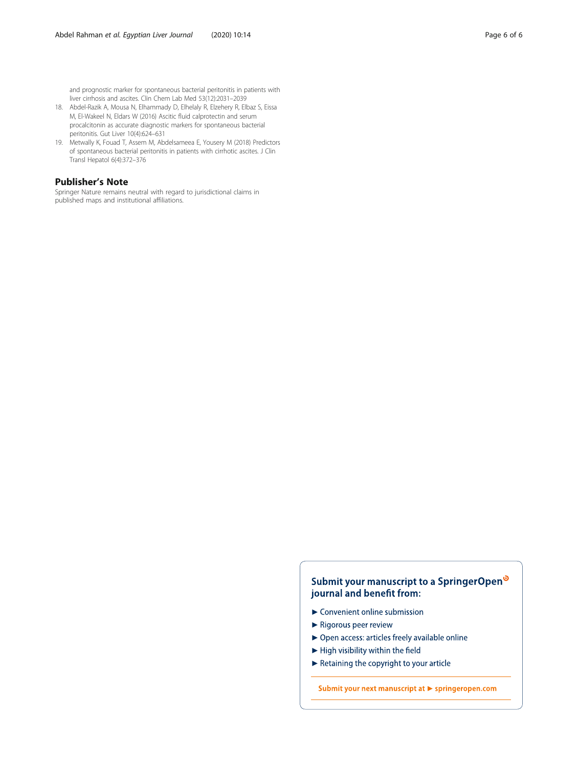and prognostic marker for spontaneous bacterial peritonitis in patients with liver cirrhosis and ascites. Clin Chem Lab Med 53(12):2031–2039

18. Abdel-Razik A, Mousa N, Elhammady D, Elhelaly R, Elzehery R, Elbaz S, Eissa M, El-Wakeel N, Eldars W (2016) Ascitic fluid calprotectin and serum procalcitonin as accurate diagnostic markers for spontaneous bacterial peritonitis. Gut Liver 10(4):624–631
19. Metwally K, Fouad T, Assem M, Abdelsameea E, Yousery M (2018) Predictors of spontaneous bacterial peritonitis in patients with cirrhotic ascites. J Clin Transl Hepatol 6(4):372–376

## Publisher's Note

Springer Nature remains neutral with regard to jurisdictional claims in published maps and institutional affiliations.

**Submit your manuscript to a SpringerOpen journal and benefit from:**

- ► Convenient online submission
- ► Rigorous peer review
- ► Open access: articles freely available online
- ► High visibility within the field
- ► Retaining the copyright to your article

**Submit your next manuscript at ► springeropen.com**